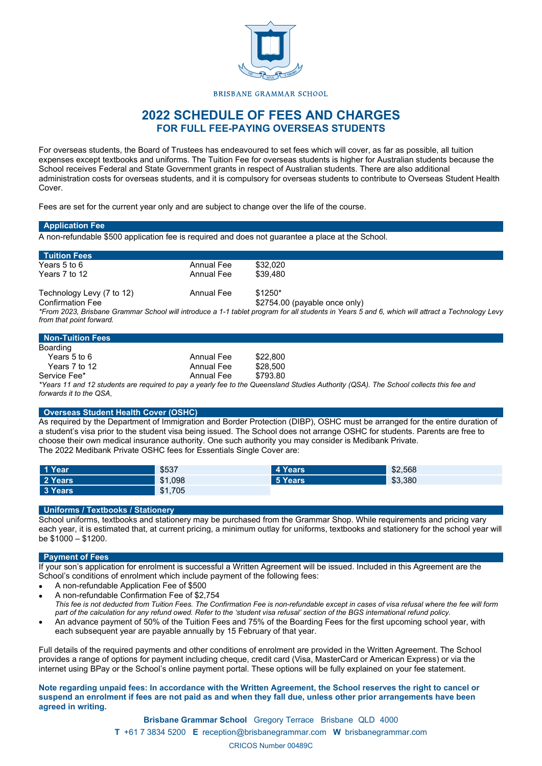BRISBANE GRAMMAR SCHOOL

# 2022 SCHEDULE OF FEES AND CHARGES
## FOR FULL FEE-PAYING OVERSEAS STUDENTS

For overseas students, the Board of Trustees has endeavoured to set fees which will cover, as far as possible, all tuition expenses except textbooks and uniforms. The Tuition Fee for overseas students is higher for Australian students because the School receives Federal and State Government grants in respect of Australian students. There are also additional administration costs for overseas students, and it is compulsory for overseas students to contribute to Overseas Student Health Cover.

Fees are set for the current year only and are subject to change over the life of the course.

### Application Fee

A non-refundable $500 application fee is required and does not guarantee a place at the School.

### Tuition Fees

| | | |
|---|---|---|
| Years 5 to 6 | Annual Fee | $32,020 |
| Years 7 to 12 | Annual Fee | $39,480 |
| Technology Levy (7 to 12) | Annual Fee | $1250* |
| Confirmation Fee | | $2754.00 (payable once only) |

*\*From 2023, Brisbane Grammar School will introduce a 1-1 tablet program for all students in Years 5 and 6, which will attract a Technology Levy from that point forward.*

### Non-Tuition Fees

| | | |
|---|---|---|
| Boarding | | |
| Years 5 to 6 | Annual Fee | $22,800 |
| Years 7 to 12 | Annual Fee | $28,500 |
| Service Fee* | Annual Fee | $793.80 |

*\*Years 11 and 12 students are required to pay a yearly fee to the Queensland Studies Authority (QSA). The School collects this fee and forwards it to the QSA.*

### Overseas Student Health Cover (OSHC)

As required by the Department of Immigration and Border Protection (DIBP), OSHC must be arranged for the entire duration of a student's visa prior to the student visa being issued. The School does not arrange OSHC for students. Parents are free to choose their own medical insurance authority. One such authority you may consider is Medibank Private.
The 2022 Medibank Private OSHC fees for Essentials Single Cover are:

| | | | |
|---|---|---|---|
| 1 Year | $537 | 4 Years | $2,568 |
| 2 Years | $1,098 | 5 Years | $3,380 |
| 3 Years | $1,705 | | |

### Uniforms / Textbooks / Stationery

School uniforms, textbooks and stationery may be purchased from the Grammar Shop. While requirements and pricing vary each year, it is estimated that, at current pricing, a minimum outlay for uniforms, textbooks and stationery for the school year will be $1000 – $1200.

### Payment of Fees

If your son's application for enrolment is successful a Written Agreement will be issued. Included in this Agreement are the School's conditions of enrolment which include payment of the following fees:

- A non-refundable Application Fee of $500
- A non-refundable Confirmation Fee of $2,754
  *This fee is not deducted from Tuition Fees. The Confirmation Fee is non-refundable except in cases of visa refusal where the fee will form part of the calculation for any refund owed. Refer to the 'student visa refusal' section of the BGS international refund policy.*
- An advance payment of 50% of the Tuition Fees and 75% of the Boarding Fees for the first upcoming school year, with each subsequent year are payable annually by 15 February of that year.

Full details of the required payments and other conditions of enrolment are provided in the Written Agreement. The School provides a range of options for payment including cheque, credit card (Visa, MasterCard or American Express) or via the internet using BPay or the School's online payment portal. These options will be fully explained on your fee statement.

**Note regarding unpaid fees: In accordance with the Written Agreement, the School reserves the right to cancel or suspend an enrolment if fees are not paid as and when they fall due, unless other prior arrangements have been agreed in writing.**

**Brisbane Grammar School** Gregory Terrace Brisbane QLD 4000
**T** +61 7 3834 5200 **E** reception@brisbanegrammar.com **W** brisbanegrammar.com
CRICOS Number 00489C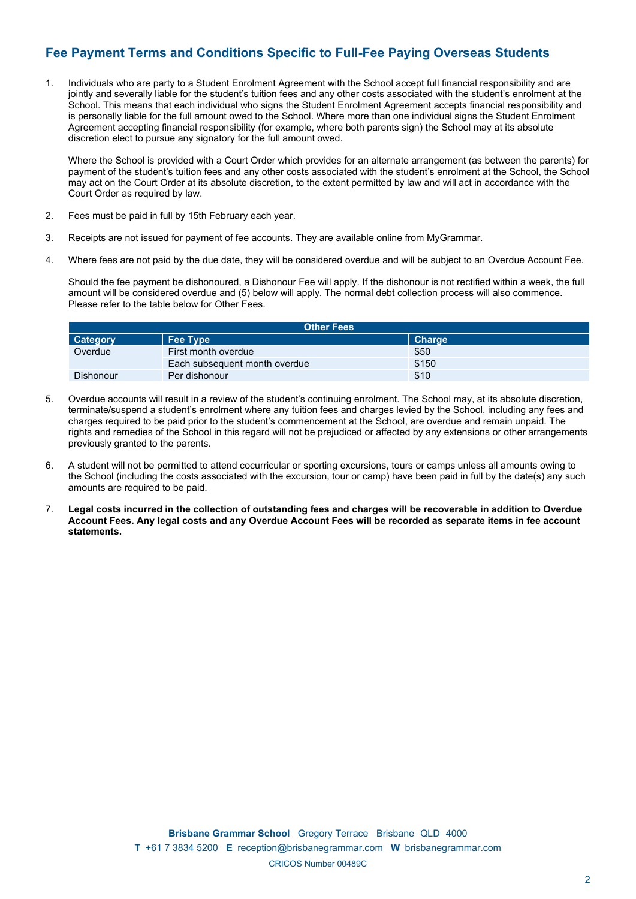## Fee Payment Terms and Conditions Specific to Full-Fee Paying Overseas Students

1. Individuals who are party to a Student Enrolment Agreement with the School accept full financial responsibility and are jointly and severally liable for the student's tuition fees and any other costs associated with the student's enrolment at the School. This means that each individual who signs the Student Enrolment Agreement accepts financial responsibility and is personally liable for the full amount owed to the School. Where more than one individual signs the Student Enrolment Agreement accepting financial responsibility (for example, where both parents sign) the School may at its absolute discretion elect to pursue any signatory for the full amount owed.

   Where the School is provided with a Court Order which provides for an alternate arrangement (as between the parents) for payment of the student's tuition fees and any other costs associated with the student's enrolment at the School, the School may act on the Court Order at its absolute discretion, to the extent permitted by law and will act in accordance with the Court Order as required by law.

2. Fees must be paid in full by 15th February each year.

3. Receipts are not issued for payment of fee accounts. They are available online from MyGrammar.

4. Where fees are not paid by the due date, they will be considered overdue and will be subject to an Overdue Account Fee.

   Should the fee payment be dishonoured, a Dishonour Fee will apply. If the dishonour is not rectified within a week, the full amount will be considered overdue and (5) below will apply. The normal debt collection process will also commence. Please refer to the table below for Other Fees.

| Other Fees | | |
|---|---|---|
| **Category** | **Fee Type** | **Charge** |
| Overdue | First month overdue | $50 |
| | Each subsequent month overdue | $150 |
| Dishonour | Per dishonour | $10 |

5. Overdue accounts will result in a review of the student's continuing enrolment. The School may, at its absolute discretion, terminate/suspend a student's enrolment where any tuition fees and charges levied by the School, including any fees and charges required to be paid prior to the student's commencement at the School, are overdue and remain unpaid. The rights and remedies of the School in this regard will not be prejudiced or affected by any extensions or other arrangements previously granted to the parents.

6. A student will not be permitted to attend cocurricular or sporting excursions, tours or camps unless all amounts owing to the School (including the costs associated with the excursion, tour or camp) have been paid in full by the date(s) any such amounts are required to be paid.

7. **Legal costs incurred in the collection of outstanding fees and charges will be recoverable in addition to Overdue Account Fees. Any legal costs and any Overdue Account Fees will be recorded as separate items in fee account statements.**

**Brisbane Grammar School** Gregory Terrace Brisbane QLD 4000
**T** +61 7 3834 5200 **E** reception@brisbanegrammar.com **W** brisbanegrammar.com
CRICOS Number 00489C